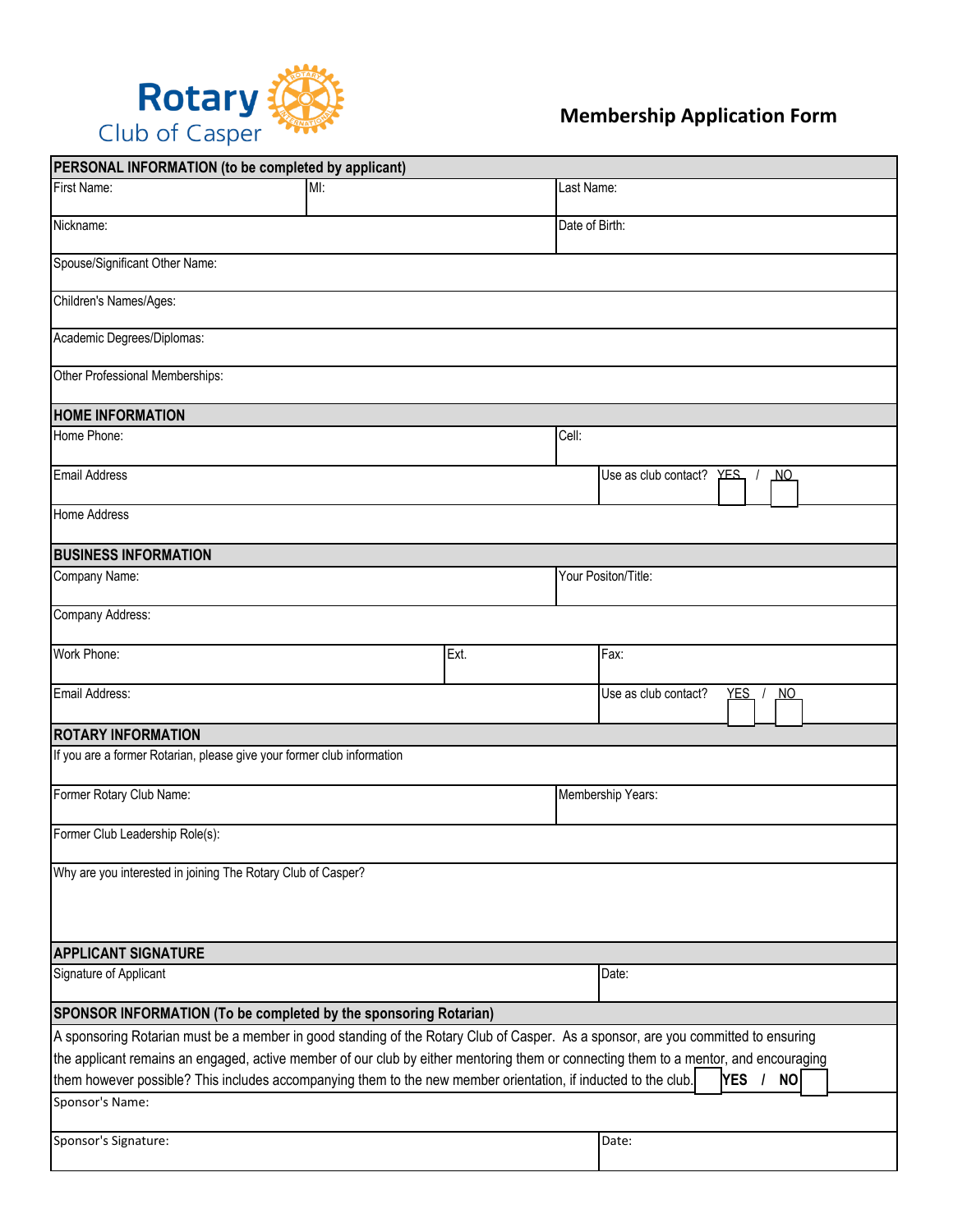Rotary Club of Casper

# Membership Application Form

## PERSONAL INFORMATION (to be completed by applicant)

| First Name: | MI: | Last Name: |
|---|---|---|
| Nickname: | | Date of Birth: |

Spouse/Significant Other Name:

Children's Names/Ages:

Academic Degrees/Diplomas:

Other Professional Memberships:

## HOME INFORMATION

| Home Phone: | Cell: |
|---|---|
| Email Address | Use as club contact? YES / NO |

Home Address

## BUSINESS INFORMATION

| Company Name: | | Your Positon/Title: |
|---|---|---|

Company Address:

| Work Phone: | Ext. | Fax: |
|---|---|---|
| Email Address: | | Use as club contact? YES / NO |

## ROTARY INFORMATION

If you are a former Rotarian, please give your former club information

| Former Rotary Club Name: | Membership Years: |
|---|---|

Former Club Leadership Role(s):

Why are you interested in joining The Rotary Club of Casper?

## APPLICANT SIGNATURE

| Signature of Applicant | Date: |
|---|---|

## SPONSOR INFORMATION (To be completed by the sponsoring Rotarian)

A sponsoring Rotarian must be a member in good standing of the Rotary Club of Casper. As a sponsor, are you committed to ensuring the applicant remains an engaged, active member of our club by either mentoring them or connecting them to a mentor, and encouraging them however possible? This includes accompanying them to the new member orientation, if inducted to the club. **YES / NO**

Sponsor's Name:

| Sponsor's Signature: | Date: |
|---|---|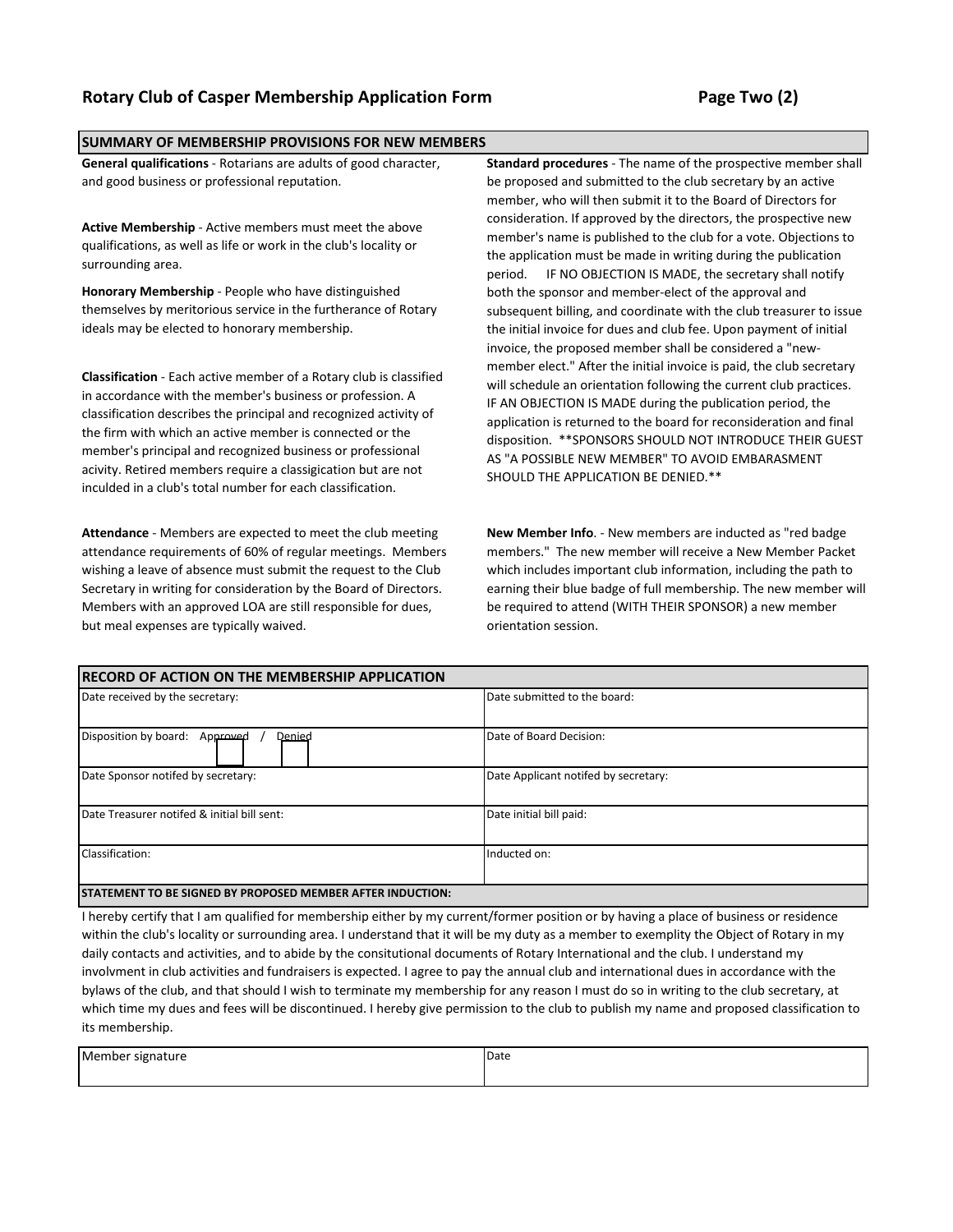## Rotary Club of Casper Membership Application Form

Page Two (2)

### SUMMARY OF MEMBERSHIP PROVISIONS FOR NEW MEMBERS

**General qualifications** - Rotarians are adults of good character, and good business or professional reputation.

**Active Membership** - Active members must meet the above qualifications, as well as life or work in the club's locality or surrounding area.

**Honorary Membership** - People who have distinguished themselves by meritorious service in the furtherance of Rotary ideals may be elected to honorary membership.

**Classification** - Each active member of a Rotary club is classified in accordance with the member's business or profession. A classification describes the principal and recognized activity of the firm with which an active member is connected or the member's principal and recognized business or professional acivity. Retired members require a classigication but are not inculded in a club's total number for each classification.

**Attendance** - Members are expected to meet the club meeting attendance requirements of 60% of regular meetings. Members wishing a leave of absence must submit the request to the Club Secretary in writing for consideration by the Board of Directors. Members with an approved LOA are still responsible for dues, but meal expenses are typically waived.

**Standard procedures** - The name of the prospective member shall be proposed and submitted to the club secretary by an active member, who will then submit it to the Board of Directors for consideration. If approved by the directors, the prospective new member's name is published to the club for a vote. Objections to the application must be made in writing during the publication period. IF NO OBJECTION IS MADE, the secretary shall notify both the sponsor and member-elect of the approval and subsequent billing, and coordinate with the club treasurer to issue the initial invoice for dues and club fee. Upon payment of initial invoice, the proposed member shall be considered a "new-member elect." After the initial invoice is paid, the club secretary will schedule an orientation following the current club practices. IF AN OBJECTION IS MADE during the publication period, the application is returned to the board for reconsideration and final disposition. **SPONSORS SHOULD NOT INTRODUCE THEIR GUEST AS "A POSSIBLE NEW MEMBER" TO AVOID EMBARASMENT SHOULD THE APPLICATION BE DENIED.**

**New Member Info**. - New members are inducted as "red badge members." The new member will receive a New Member Packet which includes important club information, including the path to earning their blue badge of full membership. The new member will be required to attend (WITH THEIR SPONSOR) a new member orientation session.

### RECORD OF ACTION ON THE MEMBERSHIP APPLICATION

| | |
|---|---|
| Date received by the secretary: | Date submitted to the board: |
| Disposition by board: Approved ☐ / Denied ☐ | Date of Board Decision: |
| Date Sponsor notifed by secretary: | Date Applicant notifed by secretary: |
| Date Treasurer notifed & initial bill sent: | Date initial bill paid: |
| Classification: | Inducted on: |

### STATEMENT TO BE SIGNED BY PROPOSED MEMBER AFTER INDUCTION:

I hereby certify that I am qualified for membership either by my current/former position or by having a place of business or residence within the club's locality or surrounding area. I understand that it will be my duty as a member to exemplity the Object of Rotary in my daily contacts and activities, and to abide by the consitutional documents of Rotary International and the club. I understand my involvment in club activities and fundraisers is expected. I agree to pay the annual club and international dues in accordance with the bylaws of the club, and that should I wish to terminate my membership for any reason I must do so in writing to the club secretary, at which time my dues and fees will be discontinued. I hereby give permission to the club to publish my name and proposed classification to its membership.

| | |
|---|---|
| Member signature | Date |